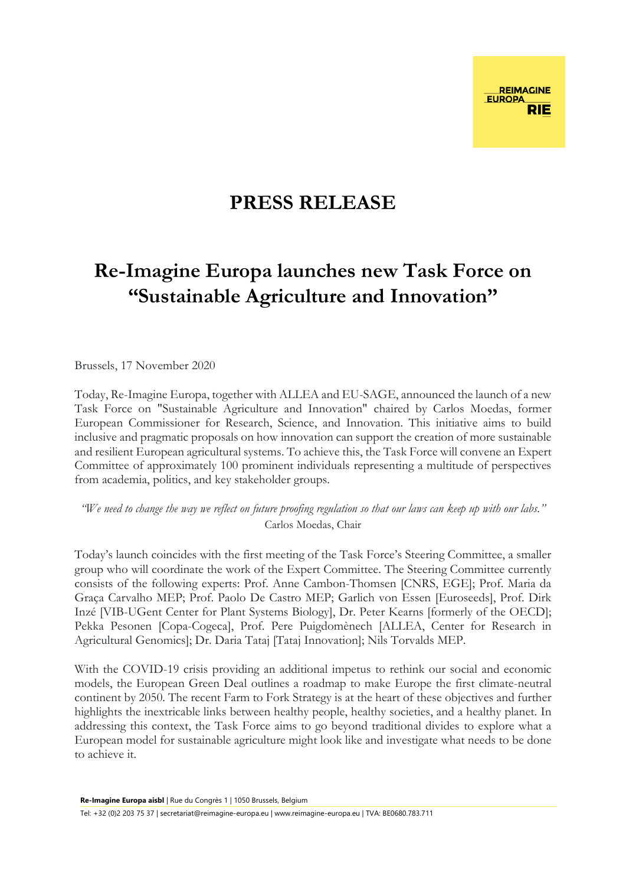# PRESS RELEASE

## Re-Imagine Europa launches new Task Force on "Sustainable Agriculture and Innovation"

Brussels, 17 November 2020

Today, Re-Imagine Europa, together with ALLEA and EU-SAGE, announced the launch of a new Task Force on "Sustainable Agriculture and Innovation" chaired by Carlos Moedas, former European Commissioner for Research, Science, and Innovation. This initiative aims to build inclusive and pragmatic proposals on how innovation can support the creation of more sustainable and resilient European agricultural systems. To achieve this, the Task Force will convene an Expert Committee of approximately 100 prominent individuals representing a multitude of perspectives from academia, politics, and key stakeholder groups.

*"We need to change the way we reflect on future proofing regulation so that our laws can keep up with our labs."*
Carlos Moedas, Chair

Today's launch coincides with the first meeting of the Task Force's Steering Committee, a smaller group who will coordinate the work of the Expert Committee. The Steering Committee currently consists of the following experts: Prof. Anne Cambon-Thomsen [CNRS, EGE]; Prof. Maria da Graça Carvalho MEP; Prof. Paolo De Castro MEP; Garlich von Essen [Euroseeds], Prof. Dirk Inzé [VIB-UGent Center for Plant Systems Biology], Dr. Peter Kearns [formerly of the OECD]; Pekka Pesonen [Copa-Cogeca], Prof. Pere Puigdomènech [ALLEA, Center for Research in Agricultural Genomics]; Dr. Daria Tataj [Tataj Innovation]; Nils Torvalds MEP.

With the COVID-19 crisis providing an additional impetus to rethink our social and economic models, the European Green Deal outlines a roadmap to make Europe the first climate-neutral continent by 2050. The recent Farm to Fork Strategy is at the heart of these objectives and further highlights the inextricable links between healthy people, healthy societies, and a healthy planet. In addressing this context, the Task Force aims to go beyond traditional divides to explore what a European model for sustainable agriculture might look like and investigate what needs to be done to achieve it.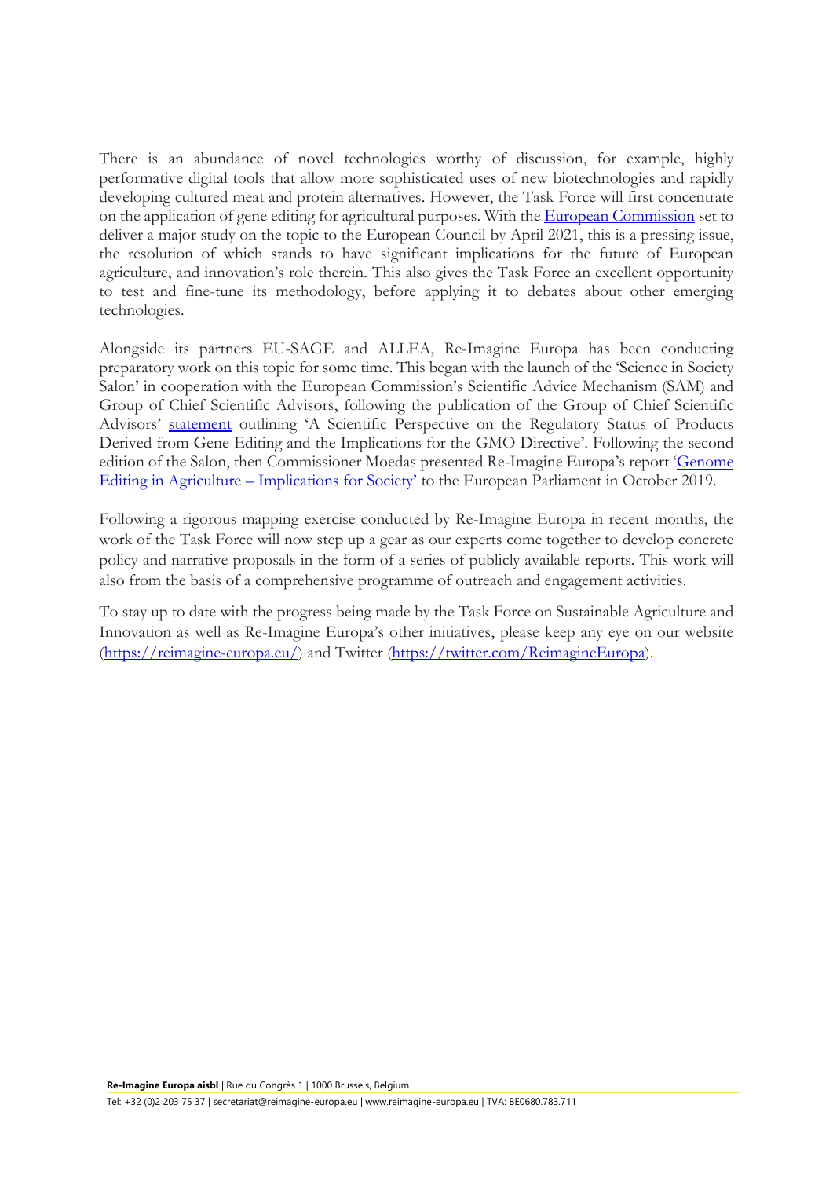There is an abundance of novel technologies worthy of discussion, for example, highly performative digital tools that allow more sophisticated uses of new biotechnologies and rapidly developing cultured meat and protein alternatives. However, the Task Force will first concentrate on the application of gene editing for agricultural purposes. With the European Commission set to deliver a major study on the topic to the European Council by April 2021, this is a pressing issue, the resolution of which stands to have significant implications for the future of European agriculture, and innovation's role therein. This also gives the Task Force an excellent opportunity to test and fine-tune its methodology, before applying it to debates about other emerging technologies.

Alongside its partners EU-SAGE and ALLEA, Re-Imagine Europa has been conducting preparatory work on this topic for some time. This began with the launch of the 'Science in Society Salon' in cooperation with the European Commission's Scientific Advice Mechanism (SAM) and Group of Chief Scientific Advisors, following the publication of the Group of Chief Scientific Advisors' statement outlining 'A Scientific Perspective on the Regulatory Status of Products Derived from Gene Editing and the Implications for the GMO Directive'. Following the second edition of the Salon, then Commissioner Moedas presented Re-Imagine Europa's report 'Genome Editing in Agriculture – Implications for Society' to the European Parliament in October 2019.

Following a rigorous mapping exercise conducted by Re-Imagine Europa in recent months, the work of the Task Force will now step up a gear as our experts come together to develop concrete policy and narrative proposals in the form of a series of publicly available reports. This work will also from the basis of a comprehensive programme of outreach and engagement activities.

To stay up to date with the progress being made by the Task Force on Sustainable Agriculture and Innovation as well as Re-Imagine Europa's other initiatives, please keep any eye on our website (https://reimagine-europa.eu/) and Twitter (https://twitter.com/ReimagineEuropa).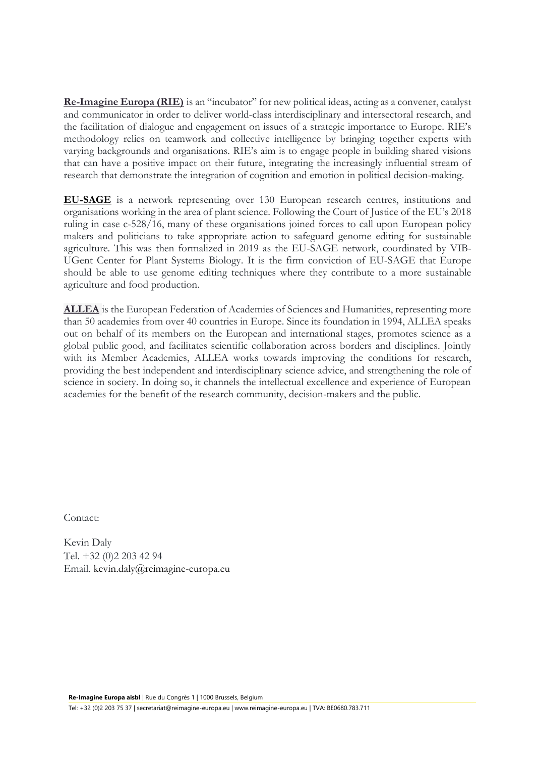**Re-Imagine Europa (RIE)** is an "incubator" for new political ideas, acting as a convener, catalyst and communicator in order to deliver world-class interdisciplinary and intersectoral research, and the facilitation of dialogue and engagement on issues of a strategic importance to Europe. RIE's methodology relies on teamwork and collective intelligence by bringing together experts with varying backgrounds and organisations. RIE's aim is to engage people in building shared visions that can have a positive impact on their future, integrating the increasingly influential stream of research that demonstrate the integration of cognition and emotion in political decision-making.

**EU-SAGE** is a network representing over 130 European research centres, institutions and organisations working in the area of plant science. Following the Court of Justice of the EU's 2018 ruling in case c-528/16, many of these organisations joined forces to call upon European policy makers and politicians to take appropriate action to safeguard genome editing for sustainable agriculture. This was then formalized in 2019 as the EU-SAGE network, coordinated by VIB-UGent Center for Plant Systems Biology. It is the firm conviction of EU-SAGE that Europe should be able to use genome editing techniques where they contribute to a more sustainable agriculture and food production.

**ALLEA** is the European Federation of Academies of Sciences and Humanities, representing more than 50 academies from over 40 countries in Europe. Since its foundation in 1994, ALLEA speaks out on behalf of its members on the European and international stages, promotes science as a global public good, and facilitates scientific collaboration across borders and disciplines. Jointly with its Member Academies, ALLEA works towards improving the conditions for research, providing the best independent and interdisciplinary science advice, and strengthening the role of science in society. In doing so, it channels the intellectual excellence and experience of European academies for the benefit of the research community, decision-makers and the public.

Contact:

Kevin Daly
Tel. +32 (0)2 203 42 94
Email. kevin.daly@reimagine-europa.eu

**Re-Imagine Europa aisbl** | Rue du Congrès 1 | 1000 Brussels, Belgium
Tel: +32 (0)2 203 75 37 | secretariat@reimagine-europa.eu | www.reimagine-europa.eu | TVA: BE0680.783.711